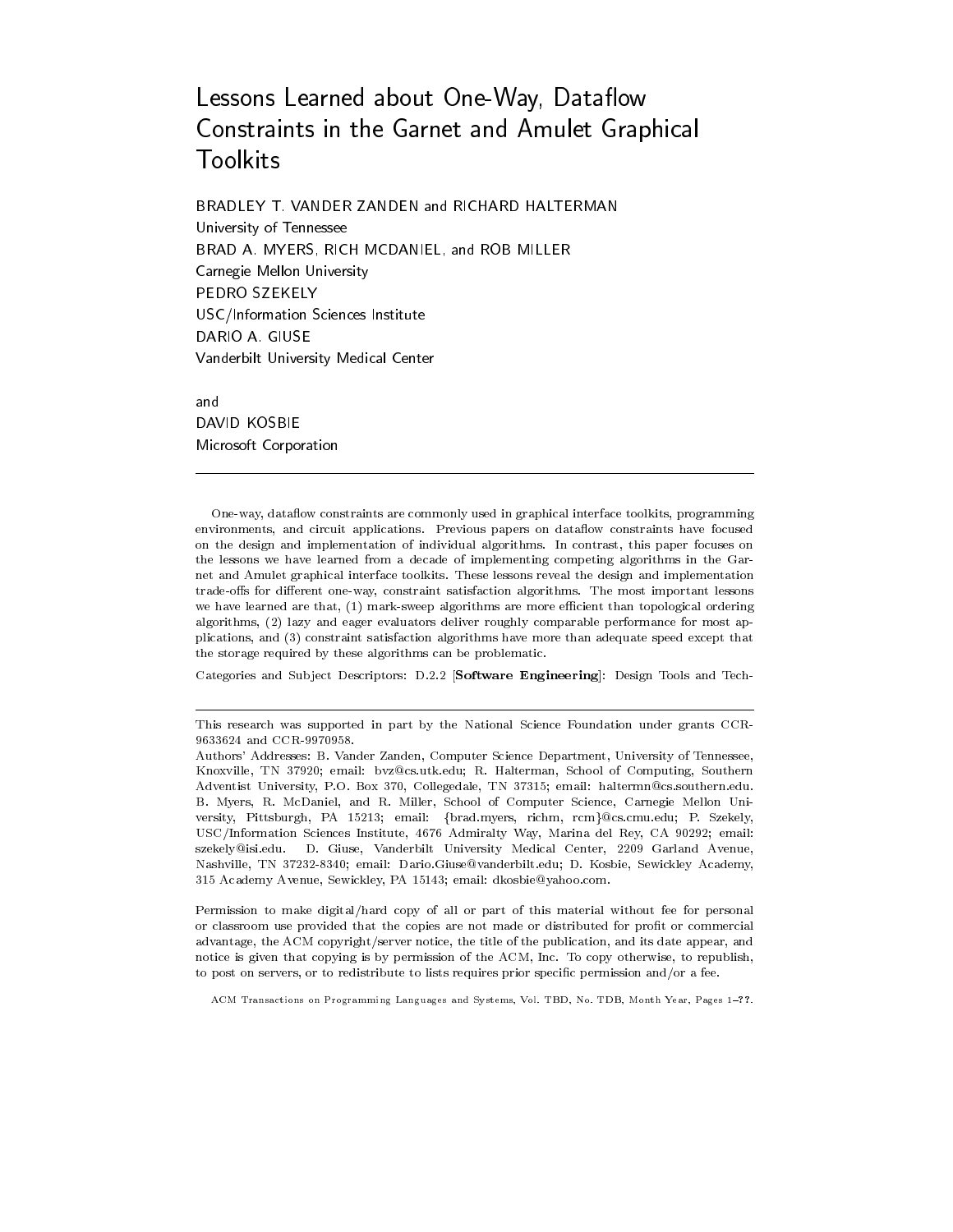# Lessons Learned about One-Way, Dataflow Constraints in the Garnet and Amulet Graphical Toolkits

BRADLEY T. VANDER ZANDEN and RICHARD HALTERMAN
University of Tennessee
BRAD A. MYERS, RICH MCDANIEL, and ROB MILLER
Carnegie Mellon University
PEDRO SZEKELY
USC/Information Sciences Institute
DARIO A. GIUSE
Vanderbilt University Medical Center

and
DAVID KOSBIE
Microsoft Corporation

---

One-way, dataflow constraints are commonly used in graphical interface toolkits, programming environments, and circuit applications. Previous papers on dataflow constraints have focused on the design and implementation of individual algorithms. In contrast, this paper focuses on the lessons we have learned from a decade of implementing competing algorithms in the Garnet and Amulet graphical interface toolkits. These lessons reveal the design and implementation trade-offs for different one-way, constraint satisfaction algorithms. The most important lessons we have learned are that, (1) mark-sweep algorithms are more efficient than topological ordering algorithms, (2) lazy and eager evaluators deliver roughly comparable performance for most applications, and (3) constraint satisfaction algorithms have more than adequate speed except that the storage required by these algorithms can be problematic.

Categories and Subject Descriptors: D.2.2 [**Software Engineering**]: Design Tools and Tech-

---

This research was supported in part by the National Science Foundation under grants CCR-9633624 and CCR-9970958.

Authors' Addresses: B. Vander Zanden, Computer Science Department, University of Tennessee, Knoxville, TN 37920; email: bvz@cs.utk.edu; R. Halterman, School of Computing, Southern Adventist University, P.O. Box 370, Collegedale, TN 37315; email: haltermn@cs.southern.edu. B. Myers, R. McDaniel, and R. Miller, School of Computer Science, Carnegie Mellon University, Pittsburgh, PA 15213; email: {brad.myers, richm, rcm}@cs.cmu.edu; P. Szekely, USC/Information Sciences Institute, 4676 Admiralty Way, Marina del Rey, CA 90292; email: szekely@isi.edu. D. Giuse, Vanderbilt University Medical Center, 2209 Garland Avenue, Nashville, TN 37232-8340; email: Dario.Giuse@vanderbilt.edu; D. Kosbie, Sewickley Academy, 315 Academy Avenue, Sewickley, PA 15143; email: dkosbie@yahoo.com.

Permission to make digital/hard copy of all or part of this material without fee for personal or classroom use provided that the copies are not made or distributed for profit or commercial advantage, the ACM copyright/server notice, the title of the publication, and its date appear, and notice is given that copying is by permission of the ACM, Inc. To copy otherwise, to republish, to post on servers, or to redistribute to lists requires prior specific permission and/or a fee.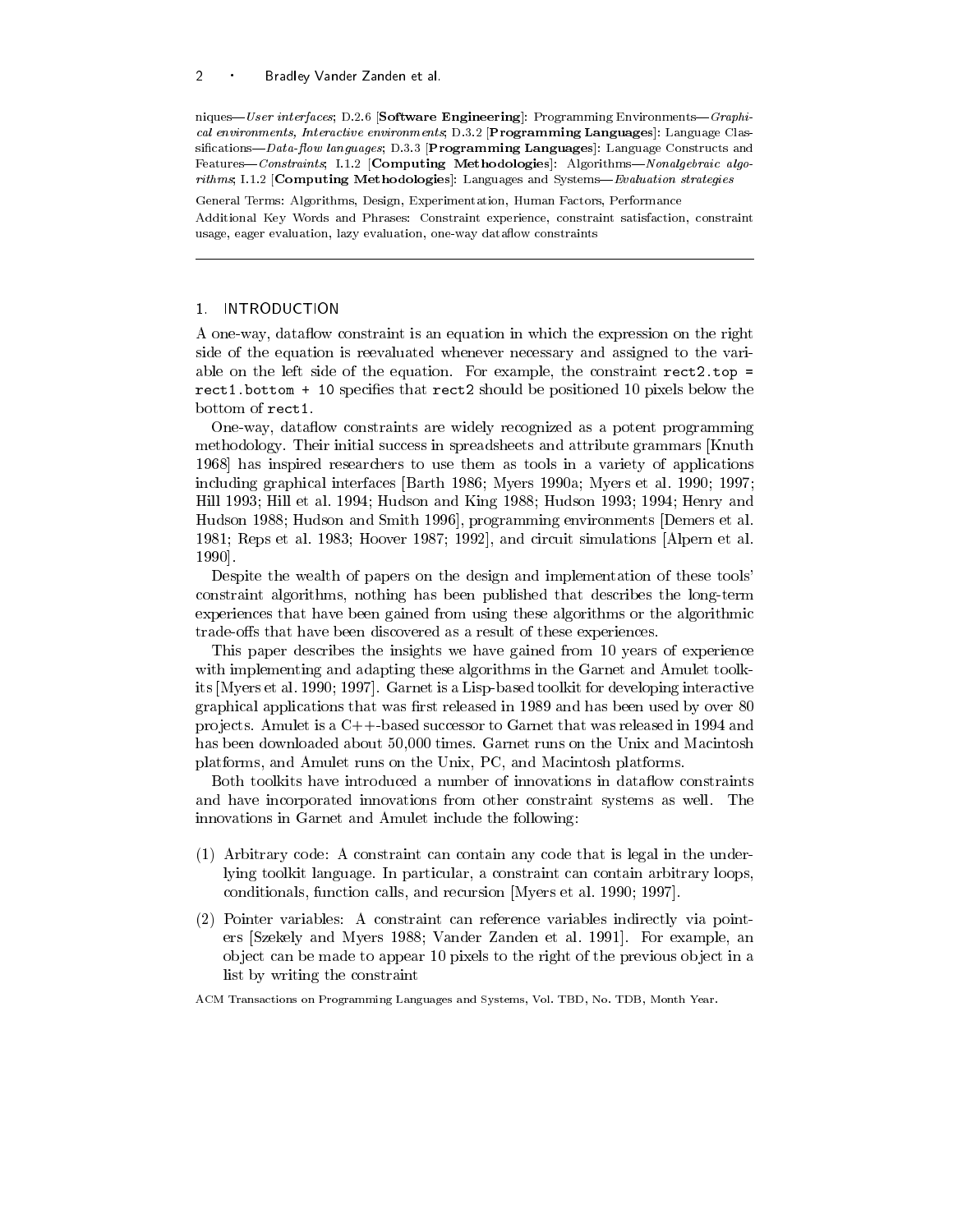niques—*User interfaces*; D.2.6 [**Software Engineering**]: Programming Environments—*Graphical environments, Interactive environments*; D.3.2 [**Programming Languages**]: Language Classifications—*Data-flow languages*; D.3.3 [**Programming Languages**]: Language Constructs and Features—*Constraints*; I.1.2 [**Computing Methodologies**]: Algorithms—*Nonalgebraic algorithms*; I.1.2 [**Computing Methodologies**]: Languages and Systems—*Evaluation strategies*

General Terms: Algorithms, Design, Experimentation, Human Factors, Performance

Additional Key Words and Phrases: Constraint experience, constraint satisfaction, constraint usage, eager evaluation, lazy evaluation, one-way dataflow constraints

---

## 1. INTRODUCTION

A one-way, dataflow constraint is an equation in which the expression on the right side of the equation is reevaluated whenever necessary and assigned to the variable on the left side of the equation. For example, the constraint `rect2.top = rect1.bottom + 10` specifies that `rect2` should be positioned 10 pixels below the bottom of `rect1`.

One-way, dataflow constraints are widely recognized as a potent programming methodology. Their initial success in spreadsheets and attribute grammars [Knuth 1968] has inspired researchers to use them as tools in a variety of applications including graphical interfaces [Barth 1986; Myers 1990a; Myers et al. 1990; 1997; Hill 1993; Hill et al. 1994; Hudson and King 1988; Hudson 1993; 1994; Henry and Hudson 1988; Hudson and Smith 1996], programming environments [Demers et al. 1981; Reps et al. 1983; Hoover 1987; 1992], and circuit simulations [Alpern et al. 1990].

Despite the wealth of papers on the design and implementation of these tools' constraint algorithms, nothing has been published that describes the long-term experiences that have been gained from using these algorithms or the algorithmic trade-offs that have been discovered as a result of these experiences.

This paper describes the insights we have gained from 10 years of experience with implementing and adapting these algorithms in the Garnet and Amulet toolkits [Myers et al. 1990; 1997]. Garnet is a Lisp-based toolkit for developing interactive graphical applications that was first released in 1989 and has been used by over 80 projects. Amulet is a C++-based successor to Garnet that was released in 1994 and has been downloaded about 50,000 times. Garnet runs on the Unix and Macintosh platforms, and Amulet runs on the Unix, PC, and Macintosh platforms.

Both toolkits have introduced a number of innovations in dataflow constraints and have incorporated innovations from other constraint systems as well. The innovations in Garnet and Amulet include the following:

(1) Arbitrary code: A constraint can contain any code that is legal in the underlying toolkit language. In particular, a constraint can contain arbitrary loops, conditionals, function calls, and recursion [Myers et al. 1990; 1997].

(2) Pointer variables: A constraint can reference variables indirectly via pointers [Szekely and Myers 1988; Vander Zanden et al. 1991]. For example, an object can be made to appear 10 pixels to the right of the previous object in a list by writing the constraint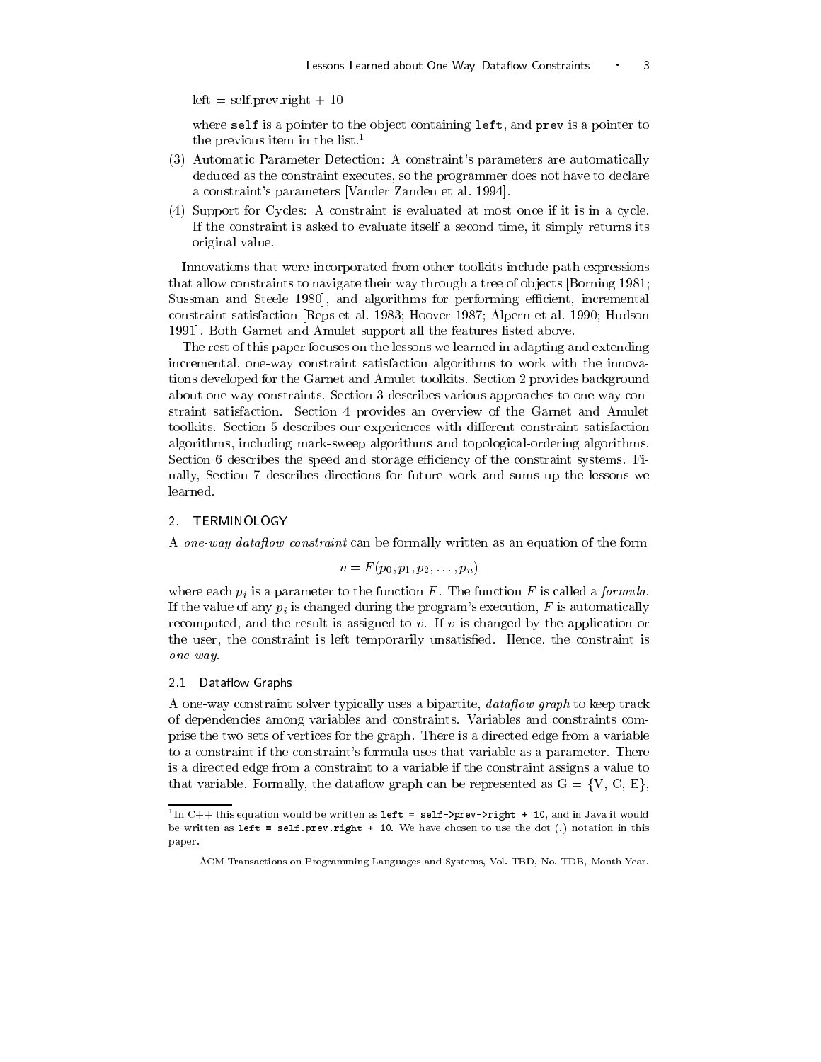left = self.prev.right + 10

where `self` is a pointer to the object containing `left`, and `prev` is a pointer to the previous item in the list.[1]

(3) Automatic Parameter Detection: A constraint's parameters are automatically deduced as the constraint executes, so the programmer does not have to declare a constraint's parameters [Vander Zanden et al. 1994].

(4) Support for Cycles: A constraint is evaluated at most once if it is in a cycle. If the constraint is asked to evaluate itself a second time, it simply returns its original value.

Innovations that were incorporated from other toolkits include path expressions that allow constraints to navigate their way through a tree of objects [Borning 1981; Sussman and Steele 1980], and algorithms for performing efficient, incremental constraint satisfaction [Reps et al. 1983; Hoover 1987; Alpern et al. 1990; Hudson 1991]. Both Garnet and Amulet support all the features listed above.

The rest of this paper focuses on the lessons we learned in adapting and extending incremental, one-way constraint satisfaction algorithms to work with the innovations developed for the Garnet and Amulet toolkits. Section 2 provides background about one-way constraints. Section 3 describes various approaches to one-way constraint satisfaction. Section 4 provides an overview of the Garnet and Amulet toolkits. Section 5 describes our experiences with different constraint satisfaction algorithms, including mark-sweep algorithms and topological-ordering algorithms. Section 6 describes the speed and storage efficiency of the constraint systems. Finally, Section 7 describes directions for future work and sums up the lessons we learned.

## 2. TERMINOLOGY

A *one-way dataflow constraint* can be formally written as an equation of the form

$$v = F(p_0, p_1, p_2, \ldots, p_n)$$

where each $p_i$ is a parameter to the function $F$. The function $F$ is called a *formula*. If the value of any $p_i$ is changed during the program's execution, $F$ is automatically recomputed, and the result is assigned to $v$. If $v$ is changed by the application or the user, the constraint is left temporarily unsatisfied. Hence, the constraint is *one-way*.

### 2.1 Dataflow Graphs

A one-way constraint solver typically uses a bipartite, *dataflow graph* to keep track of dependencies among variables and constraints. Variables and constraints comprise the two sets of vertices for the graph. There is a directed edge from a variable to a constraint if the constraint's formula uses that variable as a parameter. There is a directed edge from a constraint to a variable if the constraint assigns a value to that variable. Formally, the dataflow graph can be represented as G = {V, C, E},

[1] In C++ this equation would be written as `left = self->prev->right + 10`, and in Java it would be written as `left = self.prev.right + 10`. We have chosen to use the dot (.) notation in this paper.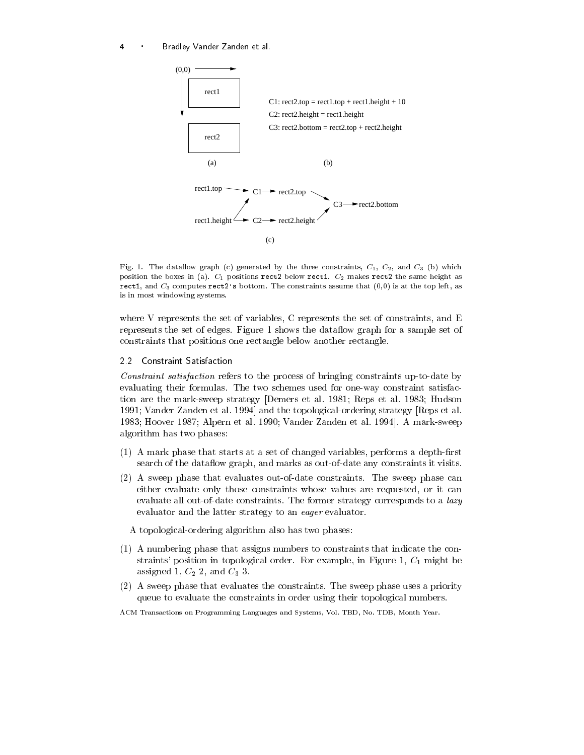C1: rect2.top = rect1.top + rect1.height + 10

C2: rect2.height = rect1.height

C3: rect2.bottom = rect2.top + rect2.height

Fig. 1. The dataflow graph (c) generated by the three constraints, $C_1$, $C_2$, and $C_3$ (b) which position the boxes in (a). $C_1$ positions `rect2` below `rect1`. $C_2$ makes `rect2` the same height as `rect1`, and $C_3$ computes `rect2's` bottom. The constraints assume that (0,0) is at the top left, as is in most windowing systems.

where V represents the set of variables, C represents the set of constraints, and E represents the set of edges. Figure 1 shows the dataflow graph for a sample set of constraints that positions one rectangle below another rectangle.

### 2.2 Constraint Satisfaction

*Constraint satisfaction* refers to the process of bringing constraints up-to-date by evaluating their formulas. The two schemes used for one-way constraint satisfaction are the mark-sweep strategy [Demers et al. 1981; Reps et al. 1983; Hudson 1991; Vander Zanden et al. 1994] and the topological-ordering strategy [Reps et al. 1983; Hoover 1987; Alpern et al. 1990; Vander Zanden et al. 1994]. A mark-sweep algorithm has two phases:

(1) A mark phase that starts at a set of changed variables, performs a depth-first search of the dataflow graph, and marks as out-of-date any constraints it visits.

(2) A sweep phase that evaluates out-of-date constraints. The sweep phase can either evaluate only those constraints whose values are requested, or it can evaluate all out-of-date constraints. The former strategy corresponds to a *lazy* evaluator and the latter strategy to an *eager* evaluator.

A topological-ordering algorithm also has two phases:

(1) A numbering phase that assigns numbers to constraints that indicate the constraints' position in topological order. For example, in Figure 1, $C_1$ might be assigned 1, $C_2$ 2, and $C_3$ 3.

(2) A sweep phase that evaluates the constraints. The sweep phase uses a priority queue to evaluate the constraints in order using their topological numbers.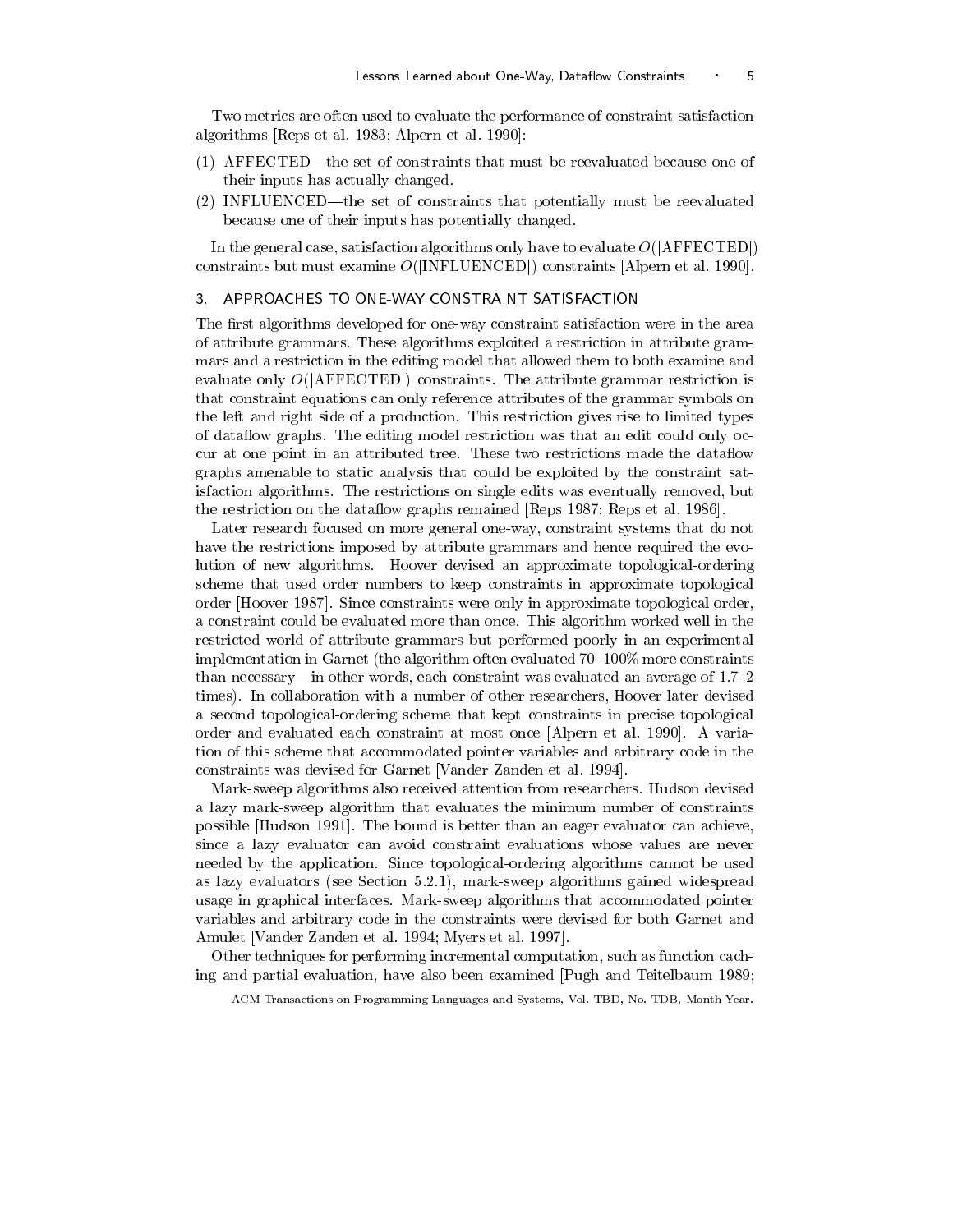Two metrics are often used to evaluate the performance of constraint satisfaction algorithms [Reps et al. 1983; Alpern et al. 1990]:

(1) AFFECTED—the set of constraints that must be reevaluated because one of their inputs has actually changed.

(2) INFLUENCED—the set of constraints that potentially must be reevaluated because one of their inputs has potentially changed.

In the general case, satisfaction algorithms only have to evaluate $O(|\text{AFFECTED}|)$ constraints but must examine $O(|\text{INFLUENCED}|)$ constraints [Alpern et al. 1990].

## 3. APPROACHES TO ONE-WAY CONSTRAINT SATISFACTION

The first algorithms developed for one-way constraint satisfaction were in the area of attribute grammars. These algorithms exploited a restriction in attribute grammars and a restriction in the editing model that allowed them to both examine and evaluate only $O(|\text{AFFECTED}|)$ constraints. The attribute grammar restriction is that constraint equations can only reference attributes of the grammar symbols on the left and right side of a production. This restriction gives rise to limited types of dataflow graphs. The editing model restriction was that an edit could only occur at one point in an attributed tree. These two restrictions made the dataflow graphs amenable to static analysis that could be exploited by the constraint satisfaction algorithms. The restrictions on single edits was eventually removed, but the restriction on the dataflow graphs remained [Reps 1987; Reps et al. 1986].

Later research focused on more general one-way, constraint systems that do not have the restrictions imposed by attribute grammars and hence required the evolution of new algorithms. Hoover devised an approximate topological-ordering scheme that used order numbers to keep constraints in approximate topological order [Hoover 1987]. Since constraints were only in approximate topological order, a constraint could be evaluated more than once. This algorithm worked well in the restricted world of attribute grammars but performed poorly in an experimental implementation in Garnet (the algorithm often evaluated 70–100% more constraints than necessary—in other words, each constraint was evaluated an average of 1.7–2 times). In collaboration with a number of other researchers, Hoover later devised a second topological-ordering scheme that kept constraints in precise topological order and evaluated each constraint at most once [Alpern et al. 1990]. A variation of this scheme that accommodated pointer variables and arbitrary code in the constraints was devised for Garnet [Vander Zanden et al. 1994].

Mark-sweep algorithms also received attention from researchers. Hudson devised a lazy mark-sweep algorithm that evaluates the minimum number of constraints possible [Hudson 1991]. The bound is better than an eager evaluator can achieve, since a lazy evaluator can avoid constraint evaluations whose values are never needed by the application. Since topological-ordering algorithms cannot be used as lazy evaluators (see Section 5.2.1), mark-sweep algorithms gained widespread usage in graphical interfaces. Mark-sweep algorithms that accommodated pointer variables and arbitrary code in the constraints were devised for both Garnet and Amulet [Vander Zanden et al. 1994; Myers et al. 1997].

Other techniques for performing incremental computation, such as function caching and partial evaluation, have also been examined [Pugh and Teitelbaum 1989;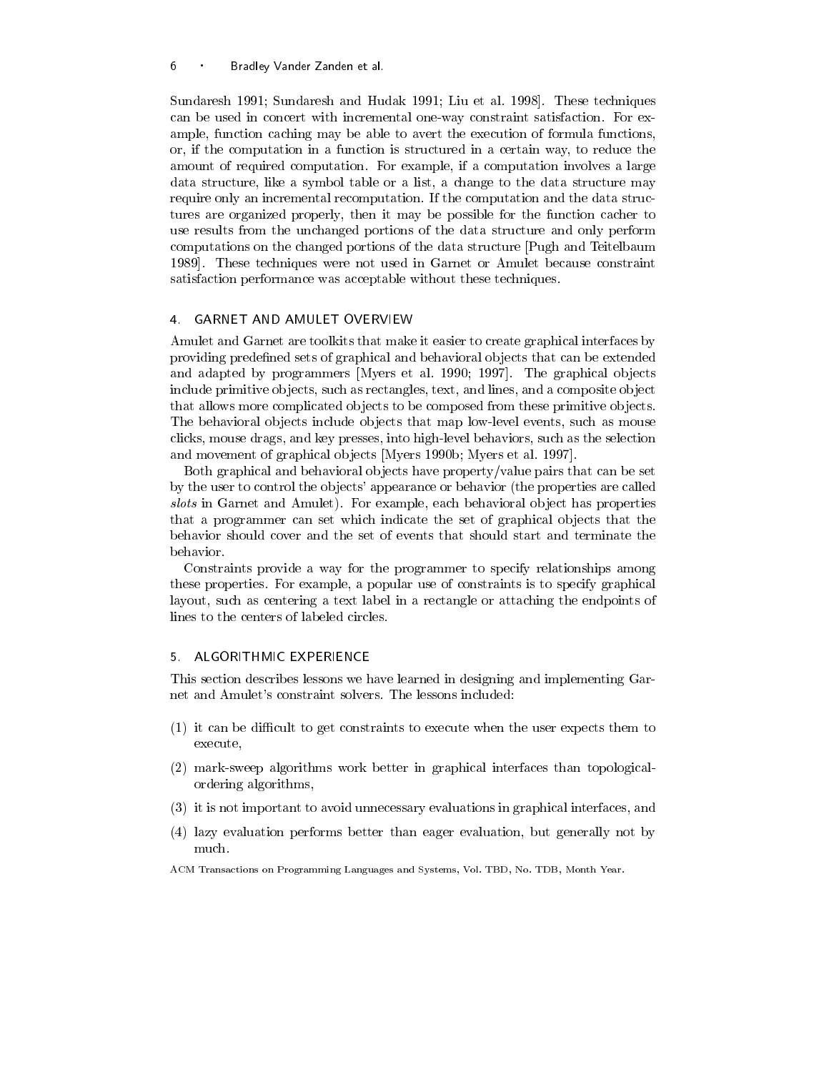Sundaresh 1991; Sundaresh and Hudak 1991; Liu et al. 1998]. These techniques can be used in concert with incremental one-way constraint satisfaction. For example, function caching may be able to avert the execution of formula functions, or, if the computation in a function is structured in a certain way, to reduce the amount of required computation. For example, if a computation involves a large data structure, like a symbol table or a list, a change to the data structure may require only an incremental recomputation. If the computation and the data structures are organized properly, then it may be possible for the function cacher to use results from the unchanged portions of the data structure and only perform computations on the changed portions of the data structure [Pugh and Teitelbaum 1989]. These techniques were not used in Garnet or Amulet because constraint satisfaction performance was acceptable without these techniques.

## 4. GARNET AND AMULET OVERVIEW

Amulet and Garnet are toolkits that make it easier to create graphical interfaces by providing predefined sets of graphical and behavioral objects that can be extended and adapted by programmers [Myers et al. 1990; 1997]. The graphical objects include primitive objects, such as rectangles, text, and lines, and a composite object that allows more complicated objects to be composed from these primitive objects. The behavioral objects include objects that map low-level events, such as mouse clicks, mouse drags, and key presses, into high-level behaviors, such as the selection and movement of graphical objects [Myers 1990b; Myers et al. 1997].

Both graphical and behavioral objects have property/value pairs that can be set by the user to control the objects' appearance or behavior (the properties are called *slots* in Garnet and Amulet). For example, each behavioral object has properties that a programmer can set which indicate the set of graphical objects that the behavior should cover and the set of events that should start and terminate the behavior.

Constraints provide a way for the programmer to specify relationships among these properties. For example, a popular use of constraints is to specify graphical layout, such as centering a text label in a rectangle or attaching the endpoints of lines to the centers of labeled circles.

## 5. ALGORITHMIC EXPERIENCE

This section describes lessons we have learned in designing and implementing Garnet and Amulet's constraint solvers. The lessons included:

(1) it can be difficult to get constraints to execute when the user expects them to execute,

(2) mark-sweep algorithms work better in graphical interfaces than topological-ordering algorithms,

(3) it is not important to avoid unnecessary evaluations in graphical interfaces, and

(4) lazy evaluation performs better than eager evaluation, but generally not by much.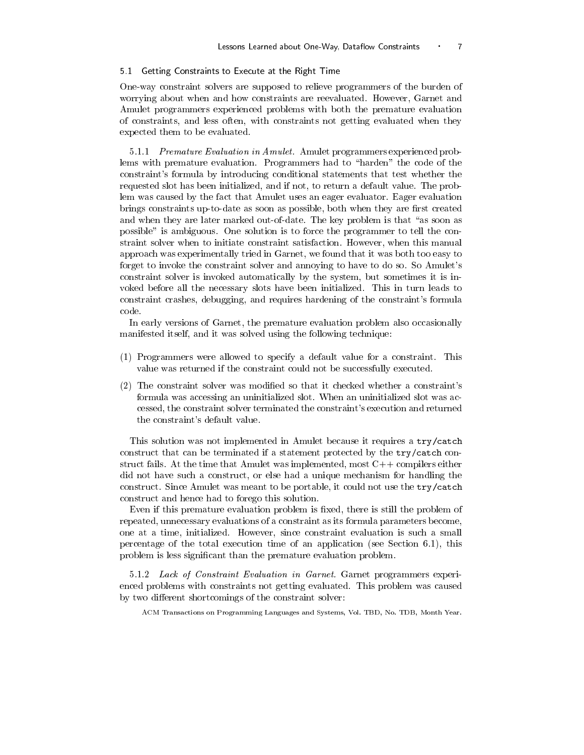### 5.1 Getting Constraints to Execute at the Right Time

One-way constraint solvers are supposed to relieve programmers of the burden of worrying about when and how constraints are reevaluated. However, Garnet and Amulet programmers experienced problems with both the premature evaluation of constraints, and less often, with constraints not getting evaluated when they expected them to be evaluated.

5.1.1 *Premature Evaluation in Amulet.* Amulet programmers experienced problems with premature evaluation. Programmers had to "harden" the code of the constraint's formula by introducing conditional statements that test whether the requested slot has been initialized, and if not, to return a default value. The problem was caused by the fact that Amulet uses an eager evaluator. Eager evaluation brings constraints up-to-date as soon as possible, both when they are first created and when they are later marked out-of-date. The key problem is that "as soon as possible" is ambiguous. One solution is to force the programmer to tell the constraint solver when to initiate constraint satisfaction. However, when this manual approach was experimentally tried in Garnet, we found that it was both too easy to forget to invoke the constraint solver and annoying to have to do so. So Amulet's constraint solver is invoked automatically by the system, but sometimes it is invoked before all the necessary slots have been initialized. This in turn leads to constraint crashes, debugging, and requires hardening of the constraint's formula code.

In early versions of Garnet, the premature evaluation problem also occasionally manifested itself, and it was solved using the following technique:

(1) Programmers were allowed to specify a default value for a constraint. This value was returned if the constraint could not be successfully executed.

(2) The constraint solver was modified so that it checked whether a constraint's formula was accessing an uninitialized slot. When an uninitialized slot was accessed, the constraint solver terminated the constraint's execution and returned the constraint's default value.

This solution was not implemented in Amulet because it requires a `try/catch` construct that can be terminated if a statement protected by the `try/catch` construct fails. At the time that Amulet was implemented, most C++ compilers either did not have such a construct, or else had a unique mechanism for handling the construct. Since Amulet was meant to be portable, it could not use the `try/catch` construct and hence had to forego this solution.

Even if this premature evaluation problem is fixed, there is still the problem of repeated, unnecessary evaluations of a constraint as its formula parameters become, one at a time, initialized. However, since constraint evaluation is such a small percentage of the total execution time of an application (see Section 6.1), this problem is less significant than the premature evaluation problem.

5.1.2 *Lack of Constraint Evaluation in Garnet.* Garnet programmers experienced problems with constraints not getting evaluated. This problem was caused by two different shortcomings of the constraint solver: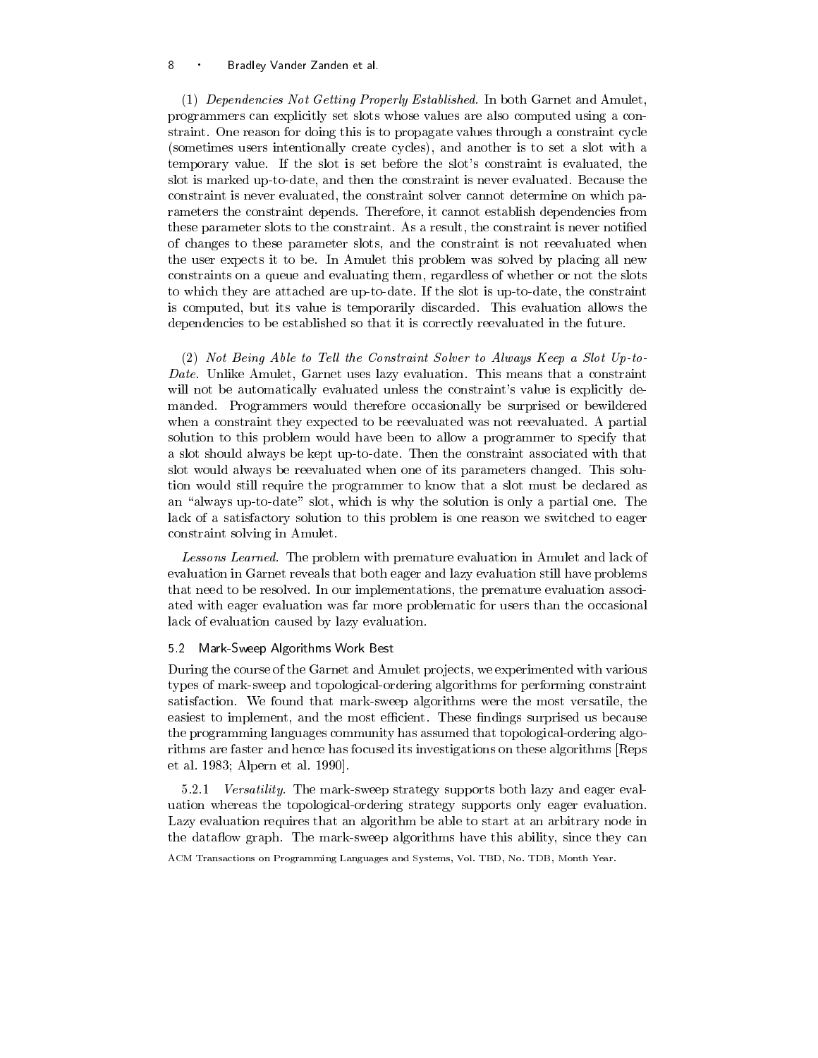(1) *Dependencies Not Getting Properly Established*. In both Garnet and Amulet, programmers can explicitly set slots whose values are also computed using a constraint. One reason for doing this is to propagate values through a constraint cycle (sometimes users intentionally create cycles), and another is to set a slot with a temporary value. If the slot is set before the slot's constraint is evaluated, the slot is marked up-to-date, and then the constraint is never evaluated. Because the constraint is never evaluated, the constraint solver cannot determine on which parameters the constraint depends. Therefore, it cannot establish dependencies from these parameter slots to the constraint. As a result, the constraint is never notified of changes to these parameter slots, and the constraint is not reevaluated when the user expects it to be. In Amulet this problem was solved by placing all new constraints on a queue and evaluating them, regardless of whether or not the slots to which they are attached are up-to-date. If the slot is up-to-date, the constraint is computed, but its value is temporarily discarded. This evaluation allows the dependencies to be established so that it is correctly reevaluated in the future.

(2) *Not Being Able to Tell the Constraint Solver to Always Keep a Slot Up-to-Date*. Unlike Amulet, Garnet uses lazy evaluation. This means that a constraint will not be automatically evaluated unless the constraint's value is explicitly demanded. Programmers would therefore occasionally be surprised or bewildered when a constraint they expected to be reevaluated was not reevaluated. A partial solution to this problem would have been to allow a programmer to specify that a slot should always be kept up-to-date. Then the constraint associated with that slot would always be reevaluated when one of its parameters changed. This solution would still require the programmer to know that a slot must be declared as an "always up-to-date" slot, which is why the solution is only a partial one. The lack of a satisfactory solution to this problem is one reason we switched to eager constraint solving in Amulet.

*Lessons Learned*. The problem with premature evaluation in Amulet and lack of evaluation in Garnet reveals that both eager and lazy evaluation still have problems that need to be resolved. In our implementations, the premature evaluation associated with eager evaluation was far more problematic for users than the occasional lack of evaluation caused by lazy evaluation.

### 5.2 Mark-Sweep Algorithms Work Best

During the course of the Garnet and Amulet projects, we experimented with various types of mark-sweep and topological-ordering algorithms for performing constraint satisfaction. We found that mark-sweep algorithms were the most versatile, the easiest to implement, and the most efficient. These findings surprised us because the programming languages community has assumed that topological-ordering algorithms are faster and hence has focused its investigations on these algorithms [Reps et al. 1983; Alpern et al. 1990].

5.2.1 *Versatility*. The mark-sweep strategy supports both lazy and eager evaluation whereas the topological-ordering strategy supports only eager evaluation. Lazy evaluation requires that an algorithm be able to start at an arbitrary node in the dataflow graph. The mark-sweep algorithms have this ability, since they can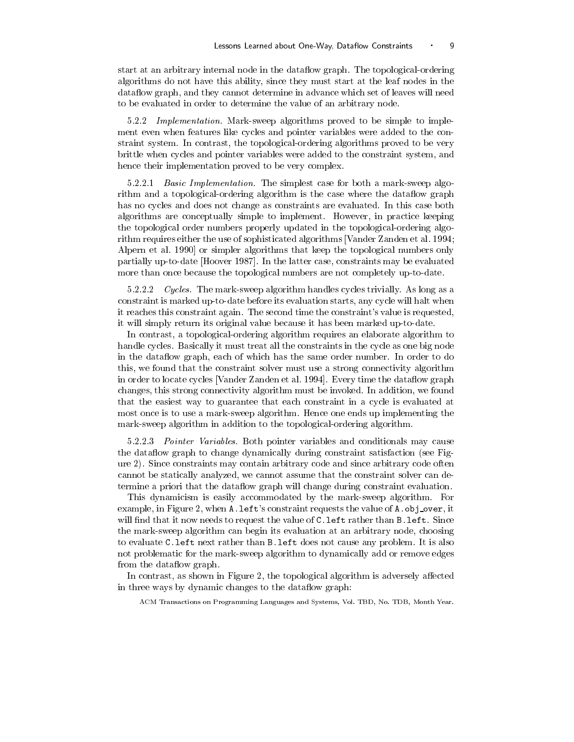start at an arbitrary internal node in the dataflow graph. The topological-ordering algorithms do not have this ability, since they must start at the leaf nodes in the dataflow graph, and they cannot determine in advance which set of leaves will need to be evaluated in order to determine the value of an arbitrary node.

#### 5.2.2 *Implementation.*

Mark-sweep algorithms proved to be simple to implement even when features like cycles and pointer variables were added to the constraint system. In contrast, the topological-ordering algorithms proved to be very brittle when cycles and pointer variables were added to the constraint system, and hence their implementation proved to be very complex.

##### 5.2.2.1 *Basic Implementation.*

The simplest case for both a mark-sweep algorithm and a topological-ordering algorithm is the case where the dataflow graph has no cycles and does not change as constraints are evaluated. In this case both algorithms are conceptually simple to implement. However, in practice keeping the topological order numbers properly updated in the topological-ordering algorithm requires either the use of sophisticated algorithms [Vander Zanden et al. 1994; Alpern et al. 1990] or simpler algorithms that keep the topological numbers only partially up-to-date [Hoover 1987]. In the latter case, constraints may be evaluated more than once because the topological numbers are not completely up-to-date.

##### 5.2.2.2 *Cycles.*

The mark-sweep algorithm handles cycles trivially. As long as a constraint is marked up-to-date before its evaluation starts, any cycle will halt when it reaches this constraint again. The second time the constraint's value is requested, it will simply return its original value because it has been marked up-to-date.

In contrast, a topological-ordering algorithm requires an elaborate algorithm to handle cycles. Basically it must treat all the constraints in the cycle as one big node in the dataflow graph, each of which has the same order number. In order to do this, we found that the constraint solver must use a strong connectivity algorithm in order to locate cycles [Vander Zanden et al. 1994]. Every time the dataflow graph changes, this strong connectivity algorithm must be invoked. In addition, we found that the easiest way to guarantee that each constraint in a cycle is evaluated at most once is to use a mark-sweep algorithm. Hence one ends up implementing the mark-sweep algorithm in addition to the topological-ordering algorithm.

##### 5.2.2.3 *Pointer Variables.*

Both pointer variables and conditionals may cause the dataflow graph to change dynamically during constraint satisfaction (see Figure 2). Since constraints may contain arbitrary code and since arbitrary code often cannot be statically analyzed, we cannot assume that the constraint solver can determine a priori that the dataflow graph will change during constraint evaluation.

This dynamicism is easily accommodated by the mark-sweep algorithm. For example, in Figure 2, when `A.left`'s constraint requests the value of `A.obj_over`, it will find that it now needs to request the value of `C.left` rather than `B.left`. Since the mark-sweep algorithm can begin its evaluation at an arbitrary node, choosing to evaluate `C.left` next rather than `B.left` does not cause any problem. It is also not problematic for the mark-sweep algorithm to dynamically add or remove edges from the dataflow graph.

In contrast, as shown in Figure 2, the topological algorithm is adversely affected in three ways by dynamic changes to the dataflow graph: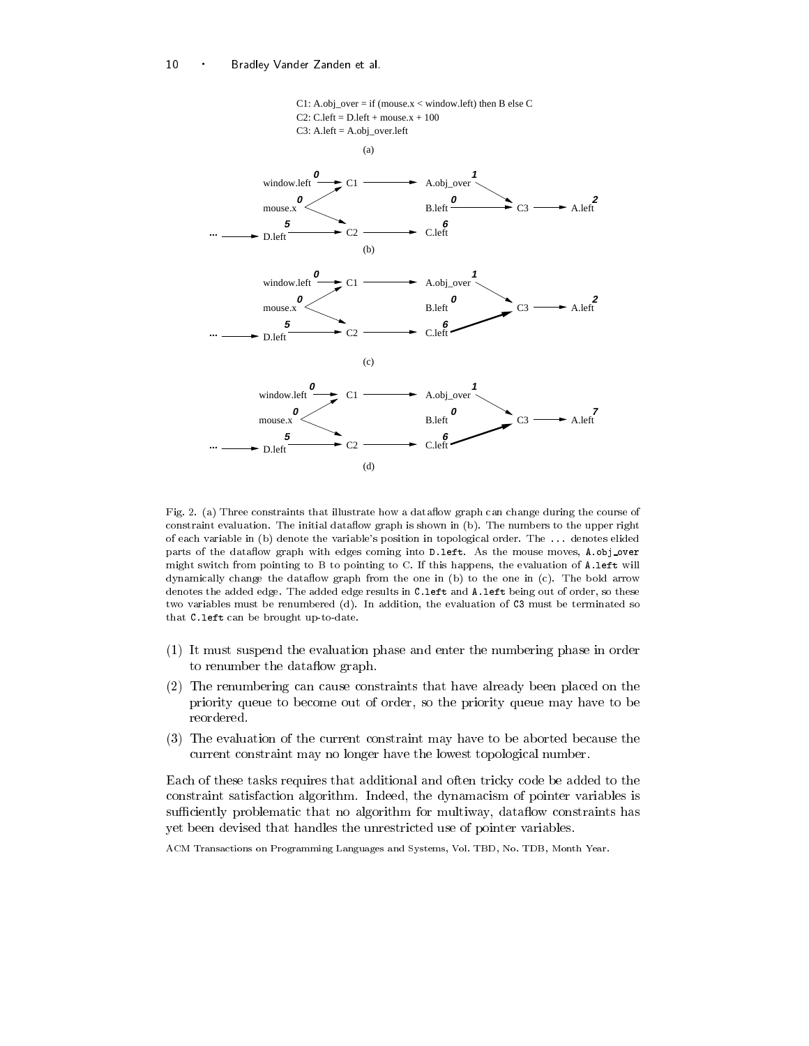C1: A.obj_over = if (mouse.x < window.left) then B else C
C2: C.left = D.left + mouse.x + 100
C3: A.left = A.obj_over.left

(a)

(b)

(c)

(d)

Fig. 2. (a) Three constraints that illustrate how a dataflow graph can change during the course of constraint evaluation. The initial dataflow graph is shown in (b). The numbers to the upper right of each variable in (b) denote the variable's position in topological order. The `...` denotes elided parts of the dataflow graph with edges coming into `D.left`. As the mouse moves, `A.obj_over` might switch from pointing to B to pointing to C. If this happens, the evaluation of `A.left` will dynamically change the dataflow graph from the one in (b) to the one in (c). The bold arrow denotes the added edge. The added edge results in `C.left` and `A.left` being out of order, so these two variables must be renumbered (d). In addition, the evaluation of `C3` must be terminated so that `C.left` can be brought up-to-date.

(1) It must suspend the evaluation phase and enter the numbering phase in order to renumber the dataflow graph.

(2) The renumbering can cause constraints that have already been placed on the priority queue to become out of order, so the priority queue may have to be reordered.

(3) The evaluation of the current constraint may have to be aborted because the current constraint may no longer have the lowest topological number.

Each of these tasks requires that additional and often tricky code be added to the constraint satisfaction algorithm. Indeed, the dynamacism of pointer variables is sufficiently problematic that no algorithm for multiway, dataflow constraints has yet been devised that handles the unrestricted use of pointer variables.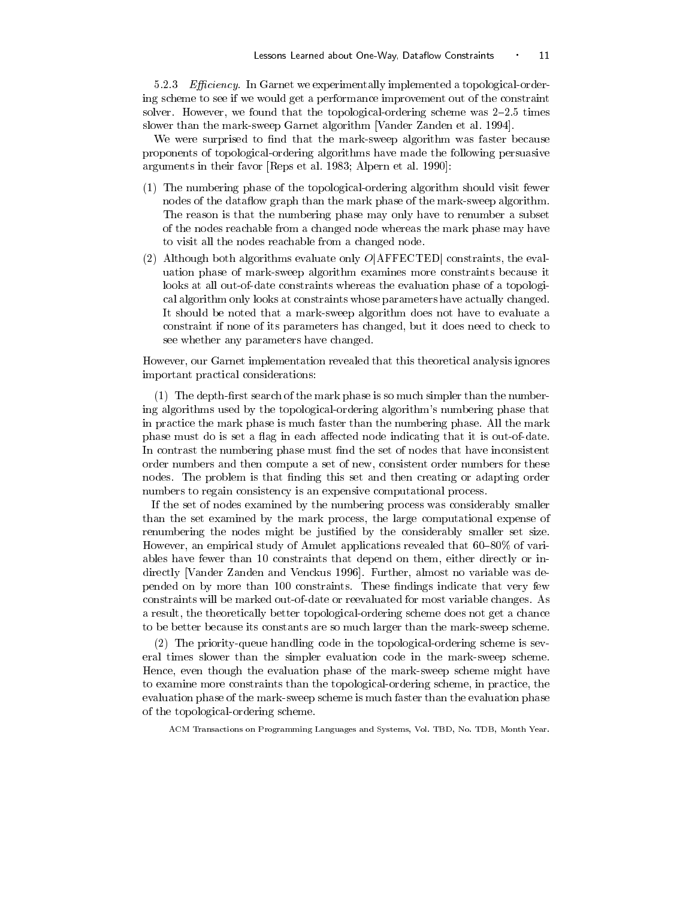5.2.3 *Efficiency.* In Garnet we experimentally implemented a topological-ordering scheme to see if we would get a performance improvement out of the constraint solver. However, we found that the topological-ordering scheme was 2–2.5 times slower than the mark-sweep Garnet algorithm [Vander Zanden et al. 1994].

We were surprised to find that the mark-sweep algorithm was faster because proponents of topological-ordering algorithms have made the following persuasive arguments in their favor [Reps et al. 1983; Alpern et al. 1990]:

(1) The numbering phase of the topological-ordering algorithm should visit fewer nodes of the dataflow graph than the mark phase of the mark-sweep algorithm. The reason is that the numbering phase may only have to renumber a subset of the nodes reachable from a changed node whereas the mark phase may have to visit all the nodes reachable from a changed node.

(2) Although both algorithms evaluate only $O|\text{AFFECTED}|$ constraints, the evaluation phase of mark-sweep algorithm examines more constraints because it looks at all out-of-date constraints whereas the evaluation phase of a topological algorithm only looks at constraints whose parameters have actually changed. It should be noted that a mark-sweep algorithm does not have to evaluate a constraint if none of its parameters has changed, but it does need to check to see whether any parameters have changed.

However, our Garnet implementation revealed that this theoretical analysis ignores important practical considerations:

(1) The depth-first search of the mark phase is so much simpler than the numbering algorithms used by the topological-ordering algorithm's numbering phase that in practice the mark phase is much faster than the numbering phase. All the mark phase must do is set a flag in each affected node indicating that it is out-of-date. In contrast the numbering phase must find the set of nodes that have inconsistent order numbers and then compute a set of new, consistent order numbers for these nodes. The problem is that finding this set and then creating or adapting order numbers to regain consistency is an expensive computational process.

If the set of nodes examined by the numbering process was considerably smaller than the set examined by the mark process, the large computational expense of renumbering the nodes might be justified by the considerably smaller set size. However, an empirical study of Amulet applications revealed that 60–80% of variables have fewer than 10 constraints that depend on them, either directly or indirectly [Vander Zanden and Venckus 1996]. Further, almost no variable was depended on by more than 100 constraints. These findings indicate that very few constraints will be marked out-of-date or reevaluated for most variable changes. As a result, the theoretically better topological-ordering scheme does not get a chance to be better because its constants are so much larger than the mark-sweep scheme.

(2) The priority-queue handling code in the topological-ordering scheme is several times slower than the simpler evaluation code in the mark-sweep scheme. Hence, even though the evaluation phase of the mark-sweep scheme might have to examine more constraints than the topological-ordering scheme, in practice, the evaluation phase of the mark-sweep scheme is much faster than the evaluation phase of the topological-ordering scheme.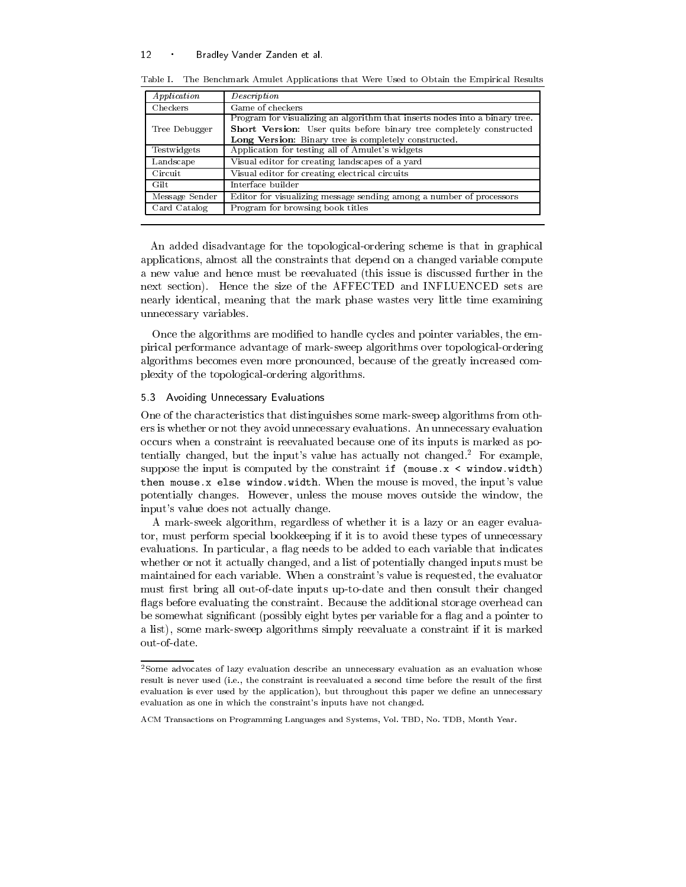Table I. The Benchmark Amulet Applications that Were Used to Obtain the Empirical Results

| *Application* | *Description* |
| --- | --- |
| Checkers | Game of checkers |
| Tree Debugger | Program for visualizing an algorithm that inserts nodes into a binary tree. **Short Version:** User quits before binary tree completely constructed **Long Version:** Binary tree is completely constructed. |
| Testwidgets | Application for testing all of Amulet's widgets |
| Landscape | Visual editor for creating landscapes of a yard |
| Circuit | Visual editor for creating electrical circuits |
| Gilt | Interface builder |
| Message Sender | Editor for visualizing message sending among a number of processors |
| Card Catalog | Program for browsing book titles |

An added disadvantage for the topological-ordering scheme is that in graphical applications, almost all the constraints that depend on a changed variable compute a new value and hence must be reevaluated (this issue is discussed further in the next section). Hence the size of the AFFECTED and INFLUENCED sets are nearly identical, meaning that the mark phase wastes very little time examining unnecessary variables.

Once the algorithms are modified to handle cycles and pointer variables, the empirical performance advantage of mark-sweep algorithms over topological-ordering algorithms becomes even more pronounced, because of the greatly increased complexity of the topological-ordering algorithms.

### 5.3 Avoiding Unnecessary Evaluations

One of the characteristics that distinguishes some mark-sweep algorithms from others is whether or not they avoid unnecessary evaluations. An unnecessary evaluation occurs when a constraint is reevaluated because one of its inputs is marked as potentially changed, but the input's value has actually not changed.[2] For example, suppose the input is computed by the constraint `if (mouse.x < window.width) then mouse.x else window.width`. When the mouse is moved, the input's value potentially changes. However, unless the mouse moves outside the window, the input's value does not actually change.

A mark-sweek algorithm, regardless of whether it is a lazy or an eager evaluator, must perform special bookkeeping if it is to avoid these types of unnecessary evaluations. In particular, a flag needs to be added to each variable that indicates whether or not it actually changed, and a list of potentially changed inputs must be maintained for each variable. When a constraint's value is requested, the evaluator must first bring all out-of-date inputs up-to-date and then consult their changed flags before evaluating the constraint. Because the additional storage overhead can be somewhat significant (possibly eight bytes per variable for a flag and a pointer to a list), some mark-sweep algorithms simply reevaluate a constraint if it is marked out-of-date.

[2] Some advocates of lazy evaluation describe an unnecessary evaluation as an evaluation whose result is never used (i.e., the constraint is reevaluated a second time before the result of the first evaluation is ever used by the application), but throughout this paper we define an unnecessary evaluation as one in which the constraint's inputs have not changed.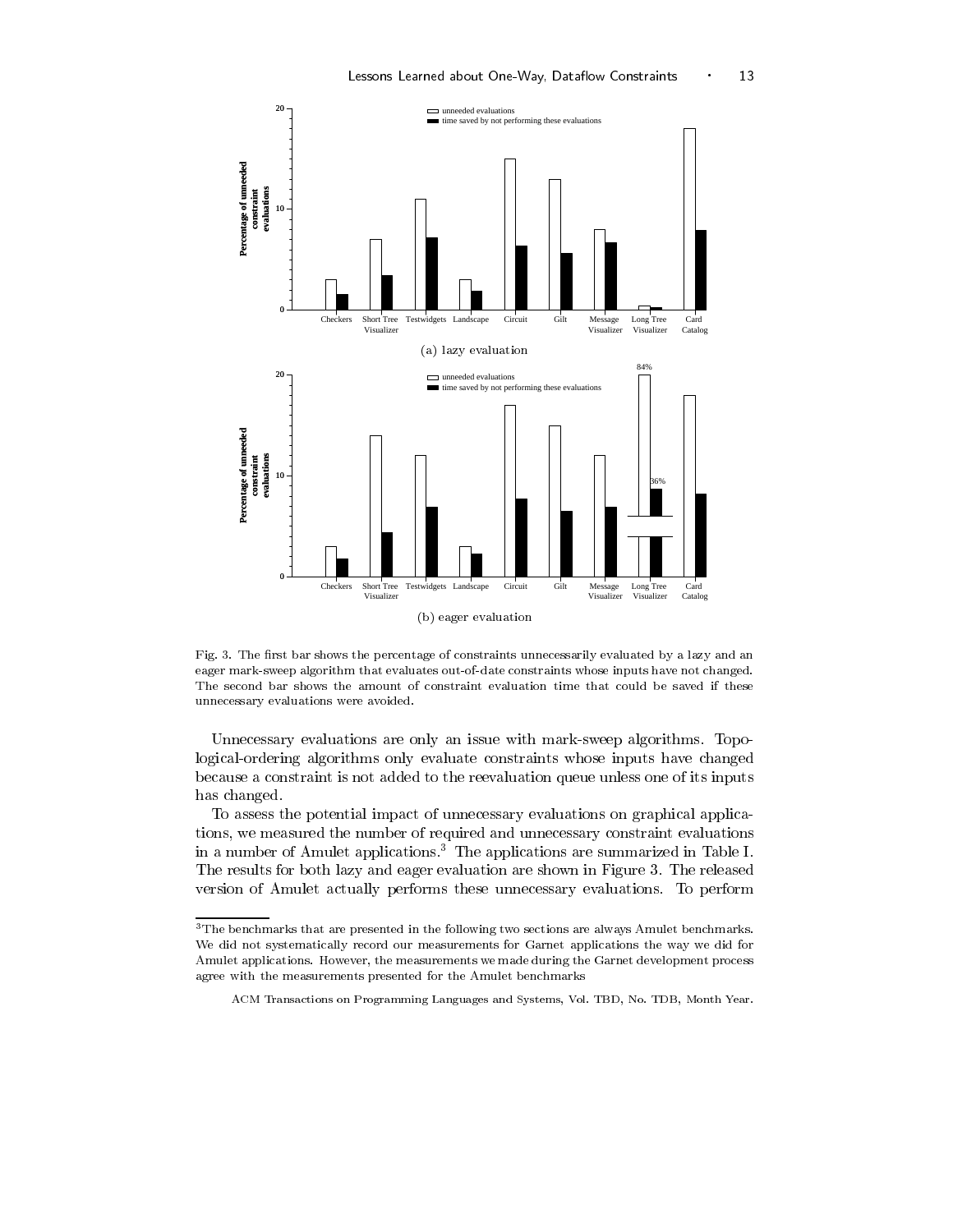(a) lazy evaluation

(b) eager evaluation

Fig. 3. The first bar shows the percentage of constraints unnecessarily evaluated by a lazy and an eager mark-sweep algorithm that evaluates out-of-date constraints whose inputs have not changed. The second bar shows the amount of constraint evaluation time that could be saved if these unnecessary evaluations were avoided.

Unnecessary evaluations are only an issue with mark-sweep algorithms. Topological-ordering algorithms only evaluate constraints whose inputs have changed because a constraint is not added to the reevaluation queue unless one of its inputs has changed.

To assess the potential impact of unnecessary evaluations on graphical applications, we measured the number of required and unnecessary constraint evaluations in a number of Amulet applications.[3] The applications are summarized in Table I. The results for both lazy and eager evaluation are shown in Figure 3. The released version of Amulet actually performs these unnecessary evaluations. To perform

[3]The benchmarks that are presented in the following two sections are always Amulet benchmarks. We did not systematically record our measurements for Garnet applications the way we did for Amulet applications. However, the measurements we made during the Garnet development process agree with the measurements presented for the Amulet benchmarks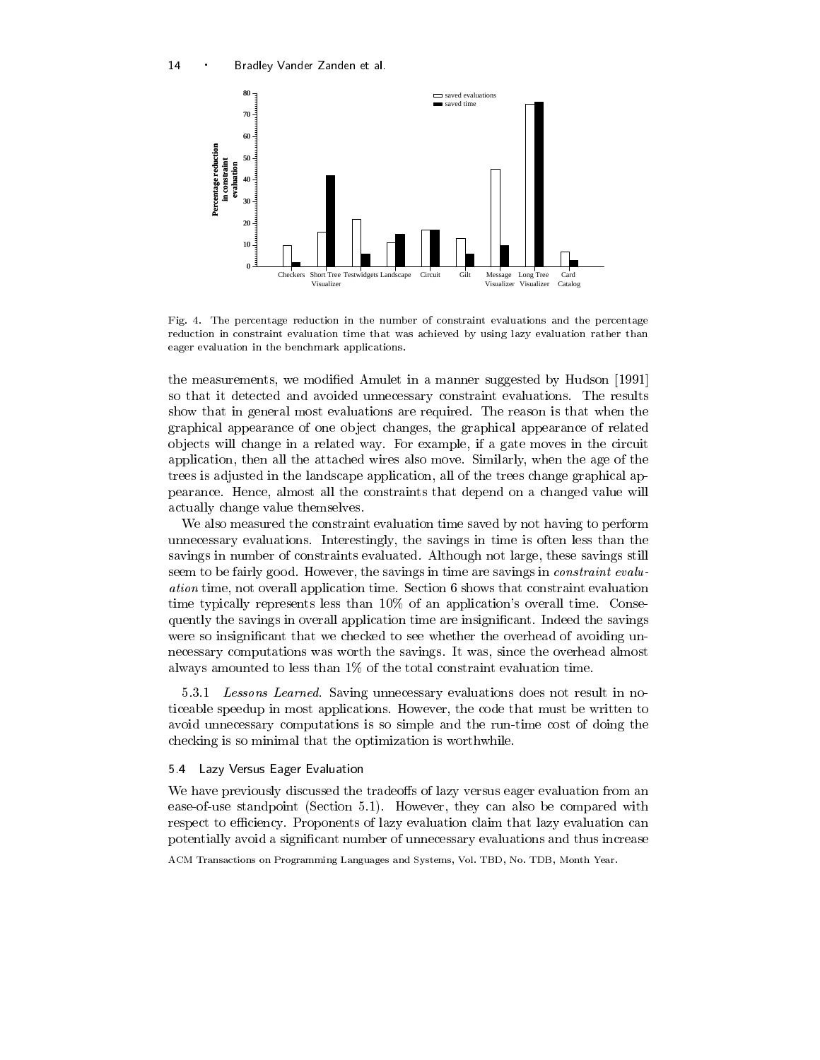Fig. 4. The percentage reduction in the number of constraint evaluations and the percentage reduction in constraint evaluation time that was achieved by using lazy evaluation rather than eager evaluation in the benchmark applications.

the measurements, we modified Amulet in a manner suggested by Hudson [1991] so that it detected and avoided unnecessary constraint evaluations. The results show that in general most evaluations are required. The reason is that when the graphical appearance of one object changes, the graphical appearance of related objects will change in a related way. For example, if a gate moves in the circuit application, then all the attached wires also move. Similarly, when the age of the trees is adjusted in the landscape application, all of the trees change graphical appearance. Hence, almost all the constraints that depend on a changed value will actually change value themselves.

We also measured the constraint evaluation time saved by not having to perform unnecessary evaluations. Interestingly, the savings in time is often less than the savings in number of constraints evaluated. Although not large, these savings still seem to be fairly good. However, the savings in time are savings in *constraint evaluation* time, not overall application time. Section 6 shows that constraint evaluation time typically represents less than 10% of an application's overall time. Consequently the savings in overall application time are insignificant. Indeed the savings were so insignificant that we checked to see whether the overhead of avoiding unnecessary computations was worth the savings. It was, since the overhead almost always amounted to less than 1% of the total constraint evaluation time.

5.3.1 *Lessons Learned.* Saving unnecessary evaluations does not result in noticeable speedup in most applications. However, the code that must be written to avoid unnecessary computations is so simple and the run-time cost of doing the checking is so minimal that the optimization is worthwhile.

### 5.4 Lazy Versus Eager Evaluation

We have previously discussed the tradeoffs of lazy versus eager evaluation from an ease-of-use standpoint (Section 5.1). However, they can also be compared with respect to efficiency. Proponents of lazy evaluation claim that lazy evaluation can potentially avoid a significant number of unnecessary evaluations and thus increase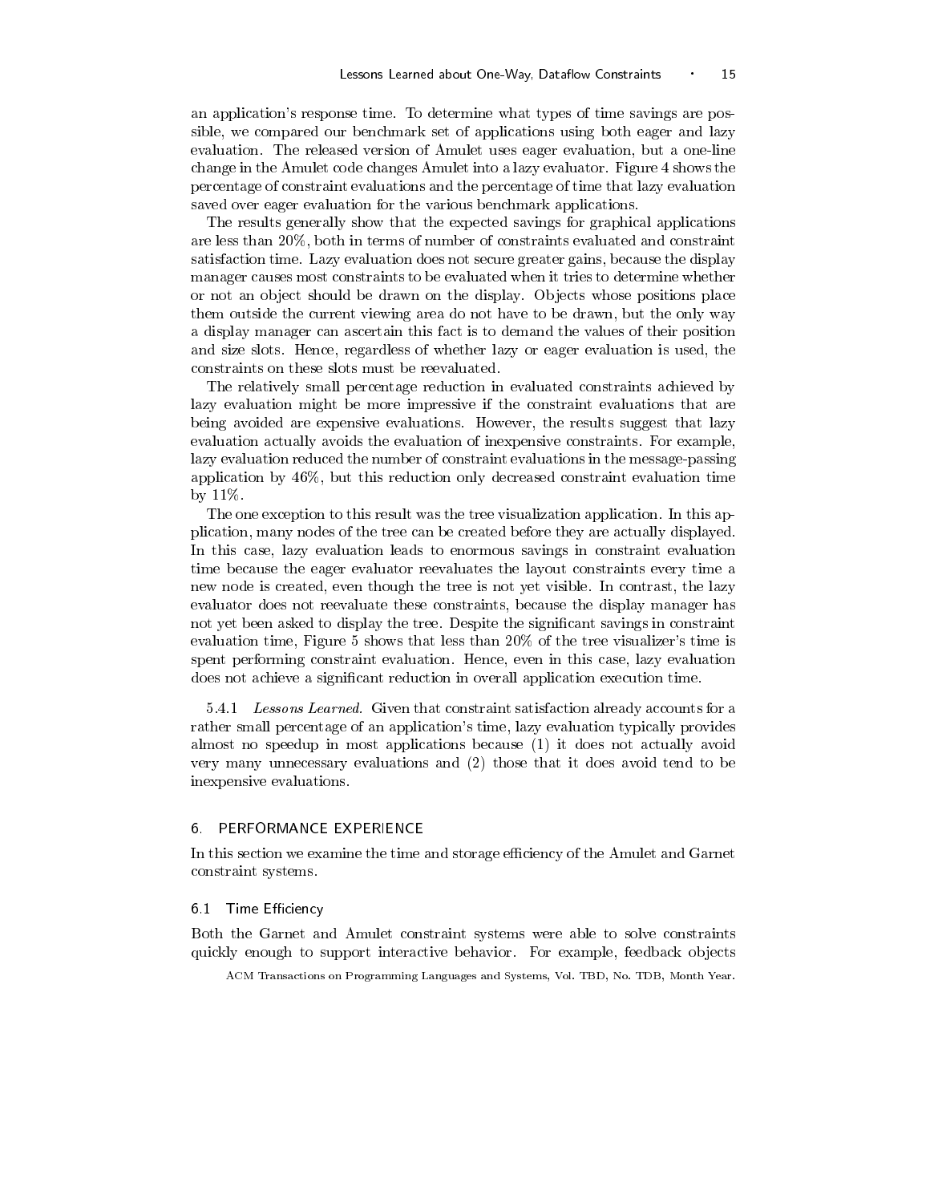an application's response time. To determine what types of time savings are possible, we compared our benchmark set of applications using both eager and lazy evaluation. The released version of Amulet uses eager evaluation, but a one-line change in the Amulet code changes Amulet into a lazy evaluator. Figure 4 shows the percentage of constraint evaluations and the percentage of time that lazy evaluation saved over eager evaluation for the various benchmark applications.

The results generally show that the expected savings for graphical applications are less than 20%, both in terms of number of constraints evaluated and constraint satisfaction time. Lazy evaluation does not secure greater gains, because the display manager causes most constraints to be evaluated when it tries to determine whether or not an object should be drawn on the display. Objects whose positions place them outside the current viewing area do not have to be drawn, but the only way a display manager can ascertain this fact is to demand the values of their position and size slots. Hence, regardless of whether lazy or eager evaluation is used, the constraints on these slots must be reevaluated.

The relatively small percentage reduction in evaluated constraints achieved by lazy evaluation might be more impressive if the constraint evaluations that are being avoided are expensive evaluations. However, the results suggest that lazy evaluation actually avoids the evaluation of inexpensive constraints. For example, lazy evaluation reduced the number of constraint evaluations in the message-passing application by 46%, but this reduction only decreased constraint evaluation time by 11%.

The one exception to this result was the tree visualization application. In this application, many nodes of the tree can be created before they are actually displayed. In this case, lazy evaluation leads to enormous savings in constraint evaluation time because the eager evaluator reevaluates the layout constraints every time a new node is created, even though the tree is not yet visible. In contrast, the lazy evaluator does not reevaluate these constraints, because the display manager has not yet been asked to display the tree. Despite the significant savings in constraint evaluation time, Figure 5 shows that less than 20% of the tree visualizer's time is spent performing constraint evaluation. Hence, even in this case, lazy evaluation does not achieve a significant reduction in overall application execution time.

5.4.1 *Lessons Learned.* Given that constraint satisfaction already accounts for a rather small percentage of an application's time, lazy evaluation typically provides almost no speedup in most applications because (1) it does not actually avoid very many unnecessary evaluations and (2) those that it does avoid tend to be inexpensive evaluations.

## 6. PERFORMANCE EXPERIENCE

In this section we examine the time and storage efficiency of the Amulet and Garnet constraint systems.

### 6.1 Time Efficiency

Both the Garnet and Amulet constraint systems were able to solve constraints quickly enough to support interactive behavior. For example, feedback objects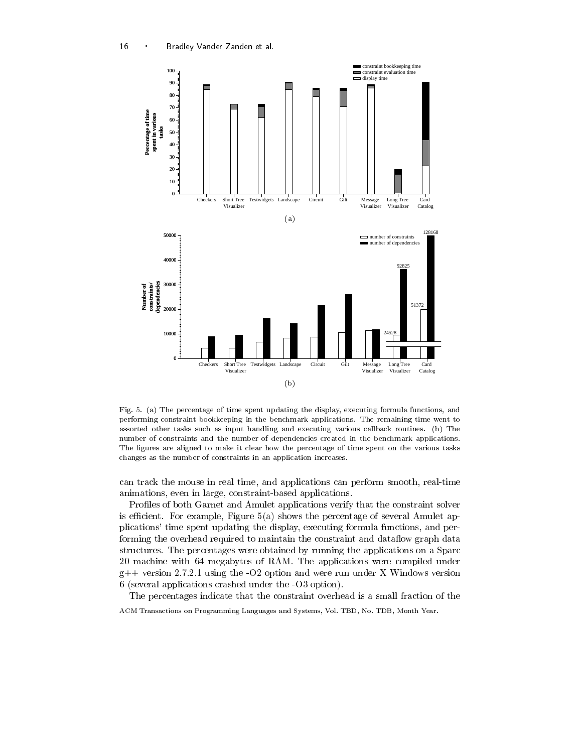Fig. 5. (a) The percentage of time spent updating the display, executing formula functions, and performing constraint bookkeeping in the benchmark applications. The remaining time went to assorted other tasks such as input handling and executing various callback routines. (b) The number of constraints and the number of dependencies created in the benchmark applications. The figures are aligned to make it clear how the percentage of time spent on the various tasks changes as the number of constraints in an application increases.

can track the mouse in real time, and applications can perform smooth, real-time animations, even in large, constraint-based applications.

Profiles of both Garnet and Amulet applications verify that the constraint solver is efficient. For example, Figure 5(a) shows the percentage of several Amulet applications' time spent updating the display, executing formula functions, and performing the overhead required to maintain the constraint and dataflow graph data structures. The percentages were obtained by running the applications on a Sparc 20 machine with 64 megabytes of RAM. The applications were compiled under g++ version 2.7.2.1 using the -O2 option and were run under X Windows version 6 (several applications crashed under the -O3 option).

The percentages indicate that the constraint overhead is a small fraction of the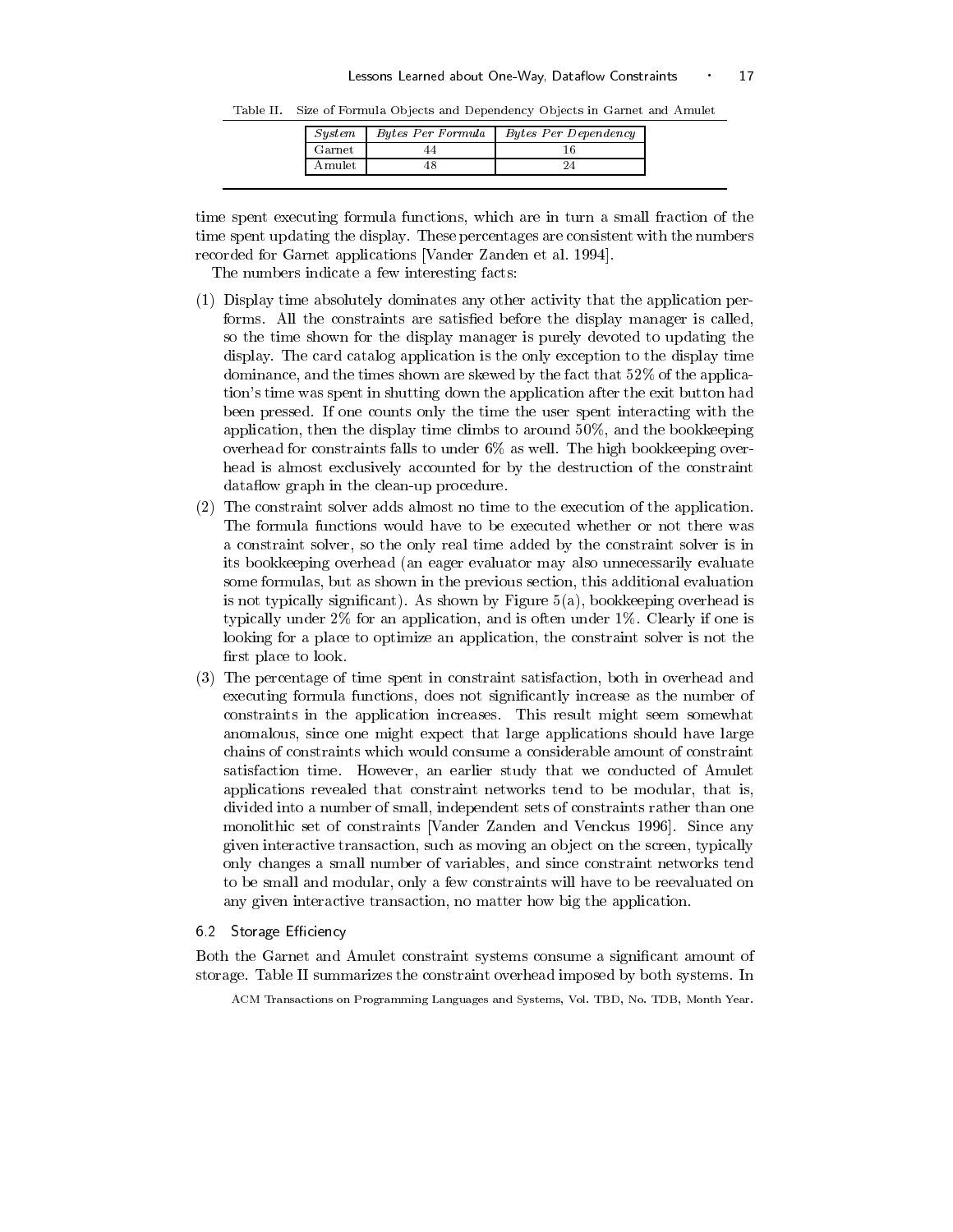Table II. Size of Formula Objects and Dependency Objects in Garnet and Amulet

| *System* | *Bytes Per Formula* | *Bytes Per Dependency* |
| --- | --- | --- |
| Garnet | 44 | 16 |
| Amulet | 48 | 24 |

time spent executing formula functions, which are in turn a small fraction of the time spent updating the display. These percentages are consistent with the numbers recorded for Garnet applications [Vander Zanden et al. 1994].

The numbers indicate a few interesting facts:

(1) Display time absolutely dominates any other activity that the application performs. All the constraints are satisfied before the display manager is called, so the time shown for the display manager is purely devoted to updating the display. The card catalog application is the only exception to the display time dominance, and the times shown are skewed by the fact that 52% of the application's time was spent in shutting down the application after the exit button had been pressed. If one counts only the time the user spent interacting with the application, then the display time climbs to around 50%, and the bookkeeping overhead for constraints falls to under 6% as well. The high bookkeeping overhead is almost exclusively accounted for by the destruction of the constraint dataflow graph in the clean-up procedure.

(2) The constraint solver adds almost no time to the execution of the application. The formula functions would have to be executed whether or not there was a constraint solver, so the only real time added by the constraint solver is in its bookkeeping overhead (an eager evaluator may also unnecessarily evaluate some formulas, but as shown in the previous section, this additional evaluation is not typically significant). As shown by Figure 5(a), bookkeeping overhead is typically under 2% for an application, and is often under 1%. Clearly if one is looking for a place to optimize an application, the constraint solver is not the first place to look.

(3) The percentage of time spent in constraint satisfaction, both in overhead and executing formula functions, does not significantly increase as the number of constraints in the application increases. This result might seem somewhat anomalous, since one might expect that large applications should have large chains of constraints which would consume a considerable amount of constraint satisfaction time. However, an earlier study that we conducted of Amulet applications revealed that constraint networks tend to be modular, that is, divided into a number of small, independent sets of constraints rather than one monolithic set of constraints [Vander Zanden and Venckus 1996]. Since any given interactive transaction, such as moving an object on the screen, typically only changes a small number of variables, and since constraint networks tend to be small and modular, only a few constraints will have to be reevaluated on any given interactive transaction, no matter how big the application.

### 6.2 Storage Efficiency

Both the Garnet and Amulet constraint systems consume a significant amount of storage. Table II summarizes the constraint overhead imposed by both systems. In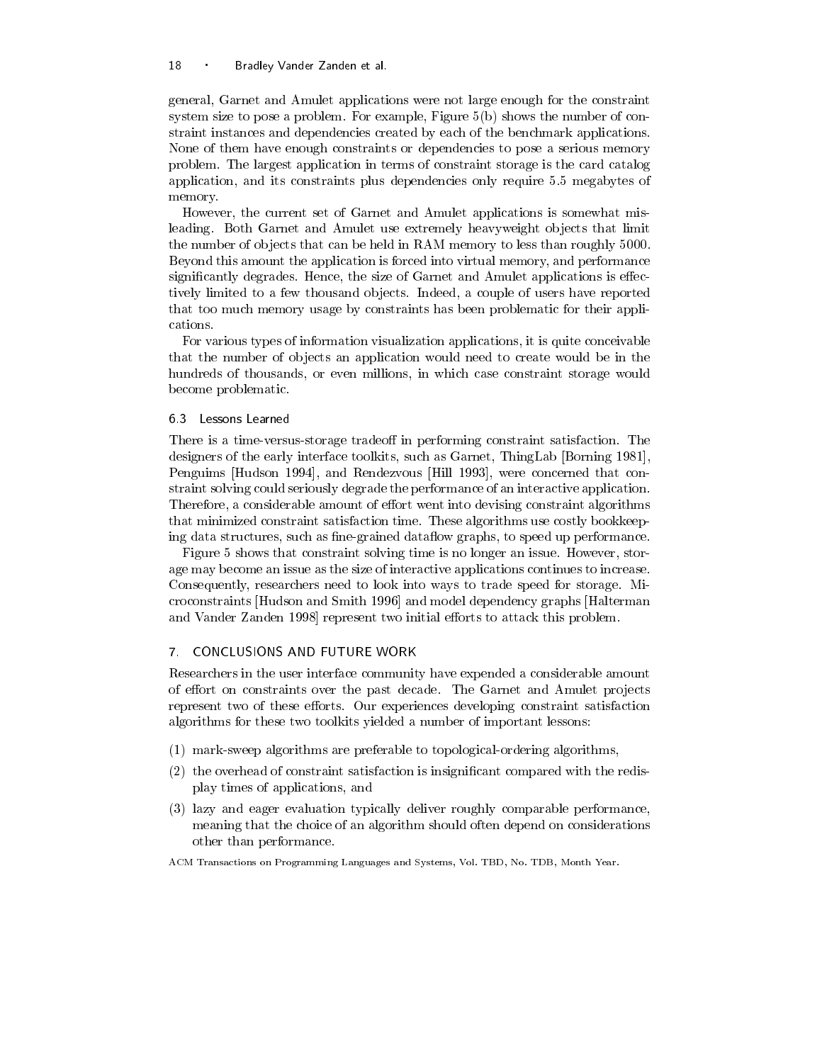general, Garnet and Amulet applications were not large enough for the constraint system size to pose a problem. For example, Figure 5(b) shows the number of constraint instances and dependencies created by each of the benchmark applications. None of them have enough constraints or dependencies to pose a serious memory problem. The largest application in terms of constraint storage is the card catalog application, and its constraints plus dependencies only require 5.5 megabytes of memory.

However, the current set of Garnet and Amulet applications is somewhat misleading. Both Garnet and Amulet use extremely heavyweight objects that limit the number of objects that can be held in RAM memory to less than roughly 5000. Beyond this amount the application is forced into virtual memory, and performance significantly degrades. Hence, the size of Garnet and Amulet applications is effectively limited to a few thousand objects. Indeed, a couple of users have reported that too much memory usage by constraints has been problematic for their applications.

For various types of information visualization applications, it is quite conceivable that the number of objects an application would need to create would be in the hundreds of thousands, or even millions, in which case constraint storage would become problematic.

### 6.3 Lessons Learned

There is a time-versus-storage tradeoff in performing constraint satisfaction. The designers of the early interface toolkits, such as Garnet, ThingLab [Borning 1981], Penguims [Hudson 1994], and Rendezvous [Hill 1993], were concerned that constraint solving could seriously degrade the performance of an interactive application. Therefore, a considerable amount of effort went into devising constraint algorithms that minimized constraint satisfaction time. These algorithms use costly bookkeeping data structures, such as fine-grained dataflow graphs, to speed up performance.

Figure 5 shows that constraint solving time is no longer an issue. However, storage may become an issue as the size of interactive applications continues to increase. Consequently, researchers need to look into ways to trade speed for storage. Microconstraints [Hudson and Smith 1996] and model dependency graphs [Halterman and Vander Zanden 1998] represent two initial efforts to attack this problem.

## 7. CONCLUSIONS AND FUTURE WORK

Researchers in the user interface community have expended a considerable amount of effort on constraints over the past decade. The Garnet and Amulet projects represent two of these efforts. Our experiences developing constraint satisfaction algorithms for these two toolkits yielded a number of important lessons:

(1) mark-sweep algorithms are preferable to topological-ordering algorithms,

(2) the overhead of constraint satisfaction is insignificant compared with the redisplay times of applications, and

(3) lazy and eager evaluation typically deliver roughly comparable performance, meaning that the choice of an algorithm should often depend on considerations other than performance.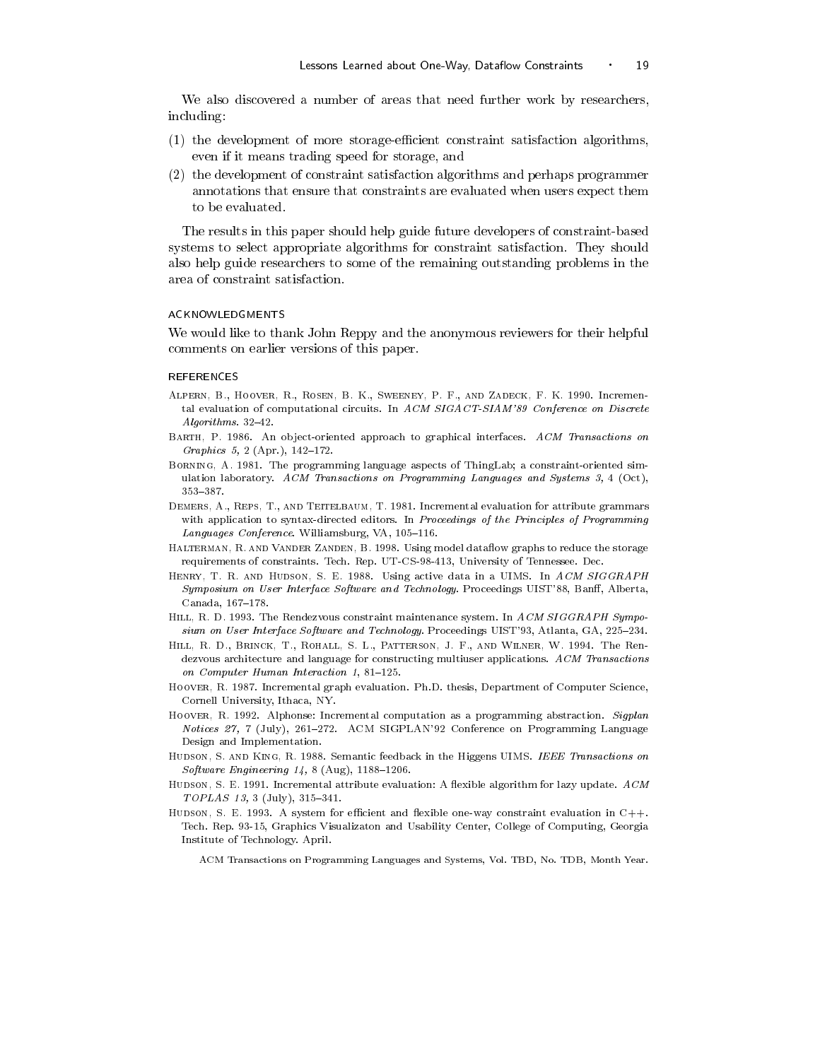We also discovered a number of areas that need further work by researchers, including:

(1) the development of more storage-efficient constraint satisfaction algorithms, even if it means trading speed for storage, and

(2) the development of constraint satisfaction algorithms and perhaps programmer annotations that ensure that constraints are evaluated when users expect them to be evaluated.

The results in this paper should help guide future developers of constraint-based systems to select appropriate algorithms for constraint satisfaction. They should also help guide researchers to some of the remaining outstanding problems in the area of constraint satisfaction.

## ACKNOWLEDGMENTS

We would like to thank John Reppy and the anonymous reviewers for their helpful comments on earlier versions of this paper.

## REFERENCES

Alpern, B., Hoover, R., Rosen, B. K., Sweeney, P. F., and Zadeck, F. K. 1990. Incremental evaluation of computational circuits. In *ACM SIGACT-SIAM'89 Conference on Discrete Algorithms*. 32–42.

Barth, P. 1986. An object-oriented approach to graphical interfaces. *ACM Transactions on Graphics 5,* 2 (Apr.), 142–172.

Borning, A. 1981. The programming language aspects of ThingLab; a constraint-oriented simulation laboratory. *ACM Transactions on Programming Languages and Systems 3,* 4 (Oct), 353–387.

Demers, A., Reps, T., and Teitelbaum, T. 1981. Incremental evaluation for attribute grammars with application to syntax-directed editors. In *Proceedings of the Principles of Programming Languages Conference*. Williamsburg, VA, 105–116.

Halterman, R. and Vander Zanden, B. 1998. Using model dataflow graphs to reduce the storage requirements of constraints. Tech. Rep. UT-CS-98-413, University of Tennessee. Dec.

Henry, T. R. and Hudson, S. E. 1988. Using active data in a UIMS. In *ACM SIGGRAPH Symposium on User Interface Software and Technology*. Proceedings UIST'88, Banff, Alberta, Canada, 167–178.

Hill, R. D. 1993. The Rendezvous constraint maintenance system. In *ACM SIGGRAPH Symposium on User Interface Software and Technology*. Proceedings UIST'93, Atlanta, GA, 225–234.

Hill, R. D., Brinck, T., Rohall, S. L., Patterson, J. F., and Wilner, W. 1994. The Rendezvous architecture and language for constructing multiuser applications. *ACM Transactions on Computer Human Interaction 1*, 81–125.

Hoover, R. 1987. Incremental graph evaluation. Ph.D. thesis, Department of Computer Science, Cornell University, Ithaca, NY.

Hoover, R. 1992. Alphonse: Incremental computation as a programming abstraction. *Sigplan Notices 27,* 7 (July), 261–272. ACM SIGPLAN'92 Conference on Programming Language Design and Implementation.

Hudson, S. and King, R. 1988. Semantic feedback in the Higgens UIMS. *IEEE Transactions on Software Engineering 14,* 8 (Aug), 1188–1206.

Hudson, S. E. 1991. Incremental attribute evaluation: A flexible algorithm for lazy update. *ACM TOPLAS 13,* 3 (July), 315–341.

Hudson, S. E. 1993. A system for efficient and flexible one-way constraint evaluation in C++. Tech. Rep. 93-15, Graphics Visualizaton and Usability Center, College of Computing, Georgia Institute of Technology. April.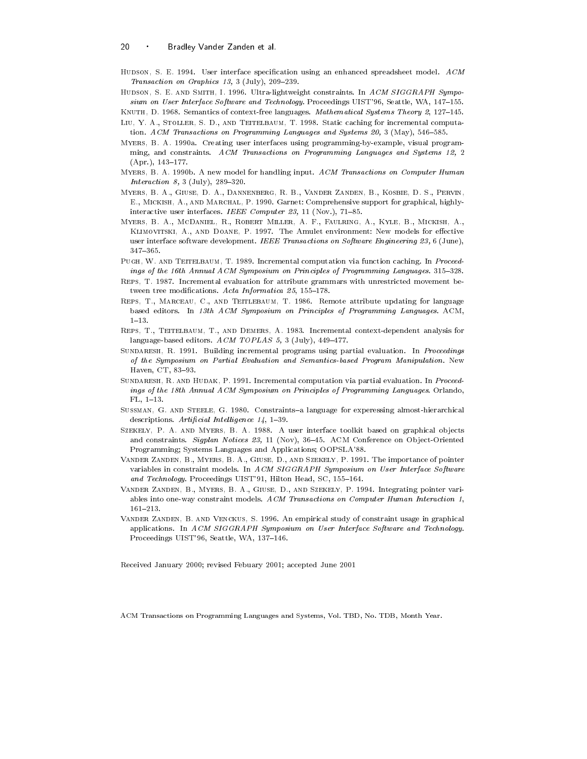Hudson, S. E. 1994. User interface specification using an enhanced spreadsheet model. *ACM Transaction on Graphics 13,* 3 (July), 209–239.

Hudson, S. E. and Smith, I. 1996. Ultra-lightweight constraints. In *ACM SIGGRAPH Symposium on User Interface Software and Technology.* Proceedings UIST'96, Seattle, WA, 147–155.

Knuth, D. 1968. Semantics of context-free languages. *Mathematical Systems Theory 2,* 127–145.

Liu, Y. A., Stoller, S. D., and Teitelbaum, T. 1998. Static caching for incremental computation. *ACM Transactions on Programming Languages and Systems 20,* 3 (May), 546–585.

Myers, B. A. 1990a. Creating user interfaces using programming-by-example, visual programming, and constraints. *ACM Transactions on Programming Languages and Systems 12,* 2 (Apr.), 143–177.

Myers, B. A. 1990b. A new model for handling input. *ACM Transactions on Computer Human Interaction 8,* 3 (July), 289–320.

Myers, B. A., Giuse, D. A., Dannenberg, R. B., Vander Zanden, B., Kosbie, D. S., Pervin, E., Mickish, A., and Marchal, P. 1990. Garnet: Comprehensive support for graphical, highly-interactive user interfaces. *IEEE Computer 23,* 11 (Nov.), 71–85.

Myers, B. A., McDaniel, R., Robert Miller, A. F., Faulring, A., Kyle, B., Mickish, A., Klimovitski, A., and Doane, P. 1997. The Amulet environment: New models for effective user interface software development. *IEEE Transactions on Software Engineering 23,* 6 (June), 347–365.

Pugh, W. and Teitelbaum, T. 1989. Incremental computation via function caching. In *Proceedings of the 16th Annual ACM Symposium on Principles of Programming Languages.* 315–328.

Reps, T. 1987. Incremental evaluation for attribute grammars with unrestricted movement between tree modifications. *Acta Informatica 25,* 155–178.

Reps, T., Marceau, C., and Teitlebaum, T. 1986. Remote attribute updating for language based editors. In *13th ACM Symposium on Principles of Programming Languages.* ACM, 1–13.

Reps, T., Teitelbaum, T., and Demers, A. 1983. Incremental context-dependent analysis for language-based editors. *ACM TOPLAS 5,* 3 (July), 449–477.

Sundaresh, R. 1991. Building incremental programs using partial evaluation. In *Proceedings of the Symposium on Partial Evaluation and Semantics-based Program Manipulation.* New Haven, CT, 83–93.

Sundaresh, R. and Hudak, P. 1991. Incremental computation via partial evaluation. In *Proceedings of the 18th Annual ACM Symposium on Principles of Programming Languages.* Orlando, FL, 1–13.

Sussman, G. and Steele, G. 1980. Constraints–a language for experessing almost-hierarchical descriptions. *Artificial Intelligence 14,* 1–39.

Szekely, P. A. and Myers, B. A. 1988. A user interface toolkit based on graphical objects and constraints. *Sigplan Notices 23,* 11 (Nov), 36–45. ACM Conference on Object-Oriented Programming; Systems Languages and Applications; OOPSLA'88.

Vander Zanden, B., Myers, B. A., Giuse, D., and Szekely, P. 1991. The importance of pointer variables in constraint models. In *ACM SIGGRAPH Symposium on User Interface Software and Technology.* Proceedings UIST'91, Hilton Head, SC, 155–164.

Vander Zanden, B., Myers, B. A., Giuse, D., and Szekely, P. 1994. Integrating pointer variables into one-way constraint models. *ACM Transactions on Computer Human Interaction 1,* 161–213.

Vander Zanden, B. and Venckus, S. 1996. An empirical study of constraint usage in graphical applications. In *ACM SIGGRAPH Symposium on User Interface Software and Technology.* Proceedings UIST'96, Seattle, WA, 137–146.

Received January 2000; revised Febuary 2001; accepted June 2001